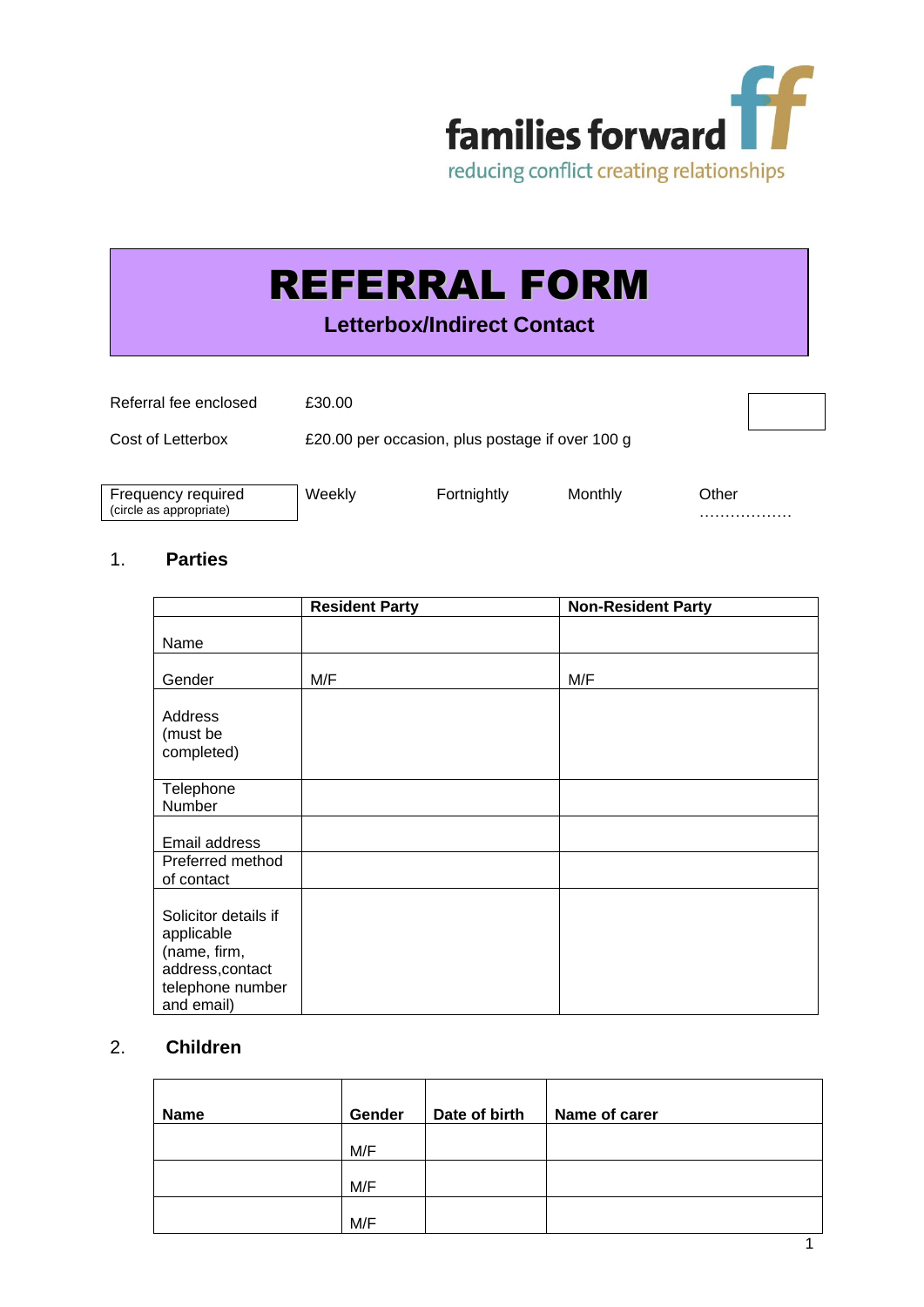families forward

reducing conflict creating relationships

# REFERRAL FORM

**Letterbox/Indirect Contact**

| | | | | |
|---|---|---|---|---|
| Referral fee enclosed | £30.00 | | | |
| Cost of Letterbox | £20.00 per occasion, plus postage if over 100 g | | | |
| Frequency required (circle as appropriate) | Weekly | Fortnightly | Monthly | Other ……………… |

## 1. Parties

| | **Resident Party** | **Non-Resident Party** |
|---|---|---|
| Name | | |
| Gender | M/F | M/F |
| Address (must be completed) | | |
| Telephone Number | | |
| Email address | | |
| Preferred method of contact | | |
| Solicitor details if applicable (name, firm, address,contact telephone number and email) | | |

## 2. Children

| **Name** | **Gender** | **Date of birth** | **Name of carer** |
|---|---|---|---|
| | M/F | | |
| | M/F | | |
| | M/F | | |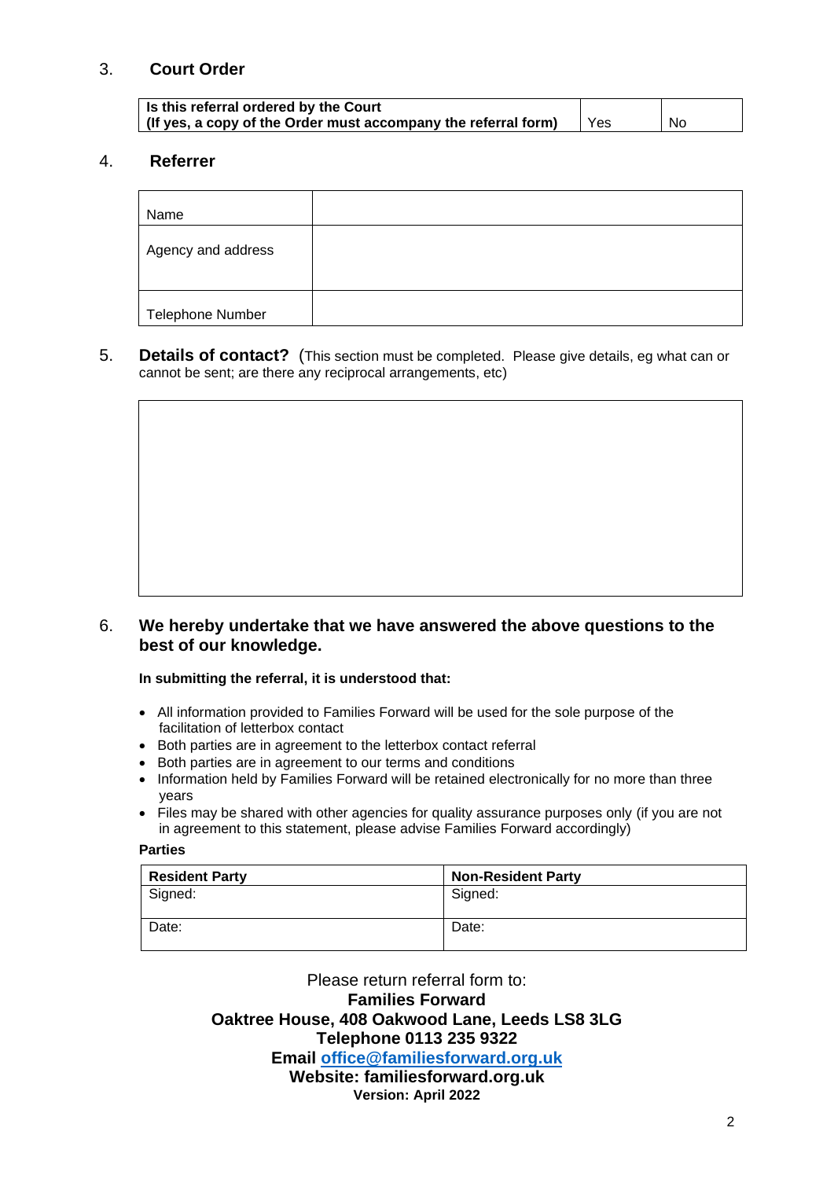## 3. Court Order

| **Is this referral ordered by the Court (If yes, a copy of the Order must accompany the referral form)** | Yes | No |
|---|---|---|

## 4. Referrer

| Name | |
|---|---|
| Agency and address | |
| Telephone Number | |

## 5. **Details of contact?** (This section must be completed. Please give details, eg what can or cannot be sent; are there any reciprocal arrangements, etc)

## 6. We hereby undertake that we have answered the above questions to the best of our knowledge.

**In submitting the referral, it is understood that:**

- All information provided to Families Forward will be used for the sole purpose of the facilitation of letterbox contact
- Both parties are in agreement to the letterbox contact referral
- Both parties are in agreement to our terms and conditions
- Information held by Families Forward will be retained electronically for no more than three years
- Files may be shared with other agencies for quality assurance purposes only (if you are not in agreement to this statement, please advise Families Forward accordingly)

**Parties**

| **Resident Party** | **Non-Resident Party** |
|---|---|
| Signed: | Signed: |
| Date: | Date: |

Please return referral form to:

**Families Forward**

**Oaktree House, 408 Oakwood Lane, Leeds LS8 3LG**

**Telephone 0113 235 9322**

**Email office@familiesforward.org.uk**

**Website: familiesforward.org.uk**

**Version: April 2022**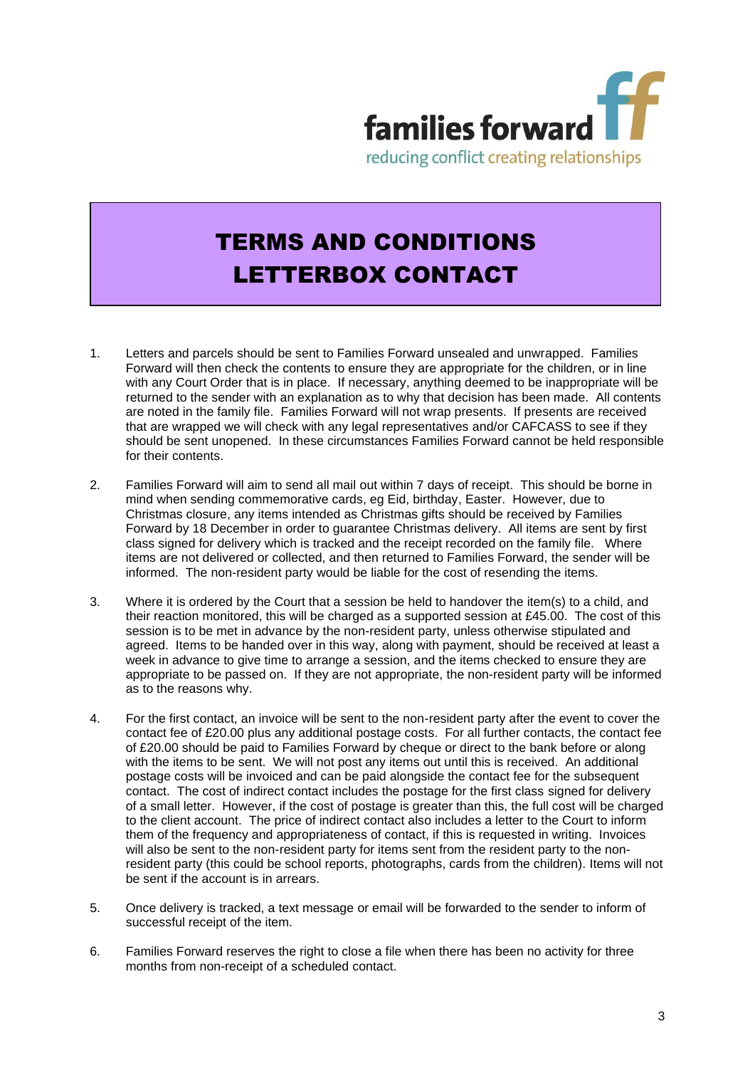families forward

reducing conflict creating relationships

# TERMS AND CONDITIONS
# LETTERBOX CONTACT

1. Letters and parcels should be sent to Families Forward unsealed and unwrapped. Families Forward will then check the contents to ensure they are appropriate for the children, or in line with any Court Order that is in place. If necessary, anything deemed to be inappropriate will be returned to the sender with an explanation as to why that decision has been made. All contents are noted in the family file. Families Forward will not wrap presents. If presents are received that are wrapped we will check with any legal representatives and/or CAFCASS to see if they should be sent unopened. In these circumstances Families Forward cannot be held responsible for their contents.

2. Families Forward will aim to send all mail out within 7 days of receipt. This should be borne in mind when sending commemorative cards, eg Eid, birthday, Easter. However, due to Christmas closure, any items intended as Christmas gifts should be received by Families Forward by 18 December in order to guarantee Christmas delivery. All items are sent by first class signed for delivery which is tracked and the receipt recorded on the family file. Where items are not delivered or collected, and then returned to Families Forward, the sender will be informed. The non-resident party would be liable for the cost of resending the items.

3. Where it is ordered by the Court that a session be held to handover the item(s) to a child, and their reaction monitored, this will be charged as a supported session at £45.00. The cost of this session is to be met in advance by the non-resident party, unless otherwise stipulated and agreed. Items to be handed over in this way, along with payment, should be received at least a week in advance to give time to arrange a session, and the items checked to ensure they are appropriate to be passed on. If they are not appropriate, the non-resident party will be informed as to the reasons why.

4. For the first contact, an invoice will be sent to the non-resident party after the event to cover the contact fee of £20.00 plus any additional postage costs. For all further contacts, the contact fee of £20.00 should be paid to Families Forward by cheque or direct to the bank before or along with the items to be sent. We will not post any items out until this is received. An additional postage costs will be invoiced and can be paid alongside the contact fee for the subsequent contact. The cost of indirect contact includes the postage for the first class signed for delivery of a small letter. However, if the cost of postage is greater than this, the full cost will be charged to the client account. The price of indirect contact also includes a letter to the Court to inform them of the frequency and appropriateness of contact, if this is requested in writing. Invoices will also be sent to the non-resident party for items sent from the resident party to the non-resident party (this could be school reports, photographs, cards from the children). Items will not be sent if the account is in arrears.

5. Once delivery is tracked, a text message or email will be forwarded to the sender to inform of successful receipt of the item.

6. Families Forward reserves the right to close a file when there has been no activity for three months from non-receipt of a scheduled contact.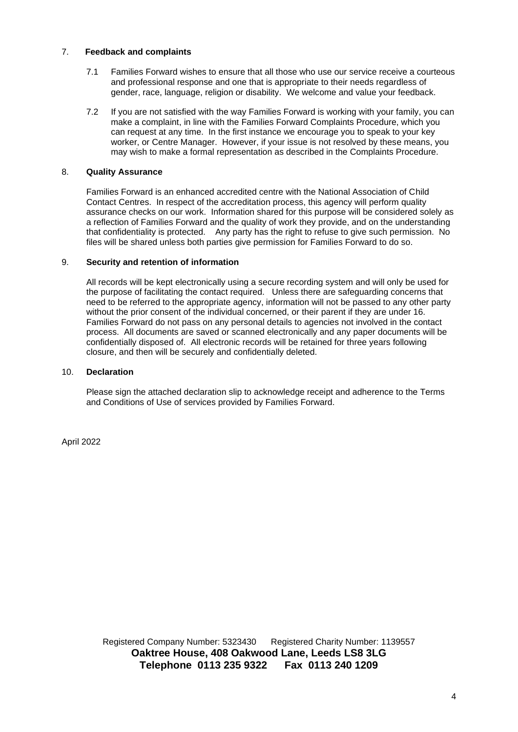## 7. Feedback and complaints

7.1 Families Forward wishes to ensure that all those who use our service receive a courteous and professional response and one that is appropriate to their needs regardless of gender, race, language, religion or disability. We welcome and value your feedback.

7.2 If you are not satisfied with the way Families Forward is working with your family, you can make a complaint, in line with the Families Forward Complaints Procedure, which you can request at any time. In the first instance we encourage you to speak to your key worker, or Centre Manager. However, if your issue is not resolved by these means, you may wish to make a formal representation as described in the Complaints Procedure.

## 8. Quality Assurance

Families Forward is an enhanced accredited centre with the National Association of Child Contact Centres. In respect of the accreditation process, this agency will perform quality assurance checks on our work. Information shared for this purpose will be considered solely as a reflection of Families Forward and the quality of work they provide, and on the understanding that confidentiality is protected. Any party has the right to refuse to give such permission. No files will be shared unless both parties give permission for Families Forward to do so.

## 9. Security and retention of information

All records will be kept electronically using a secure recording system and will only be used for the purpose of facilitating the contact required. Unless there are safeguarding concerns that need to be referred to the appropriate agency, information will not be passed to any other party without the prior consent of the individual concerned, or their parent if they are under 16. Families Forward do not pass on any personal details to agencies not involved in the contact process. All documents are saved or scanned electronically and any paper documents will be confidentially disposed of. All electronic records will be retained for three years following closure, and then will be securely and confidentially deleted.

## 10. Declaration

Please sign the attached declaration slip to acknowledge receipt and adherence to the Terms and Conditions of Use of services provided by Families Forward.

April 2022

Registered Company Number: 5323430 Registered Charity Number: 1139557
**Oaktree House, 408 Oakwood Lane, Leeds LS8 3LG**
**Telephone 0113 235 9322 Fax 0113 240 1209**